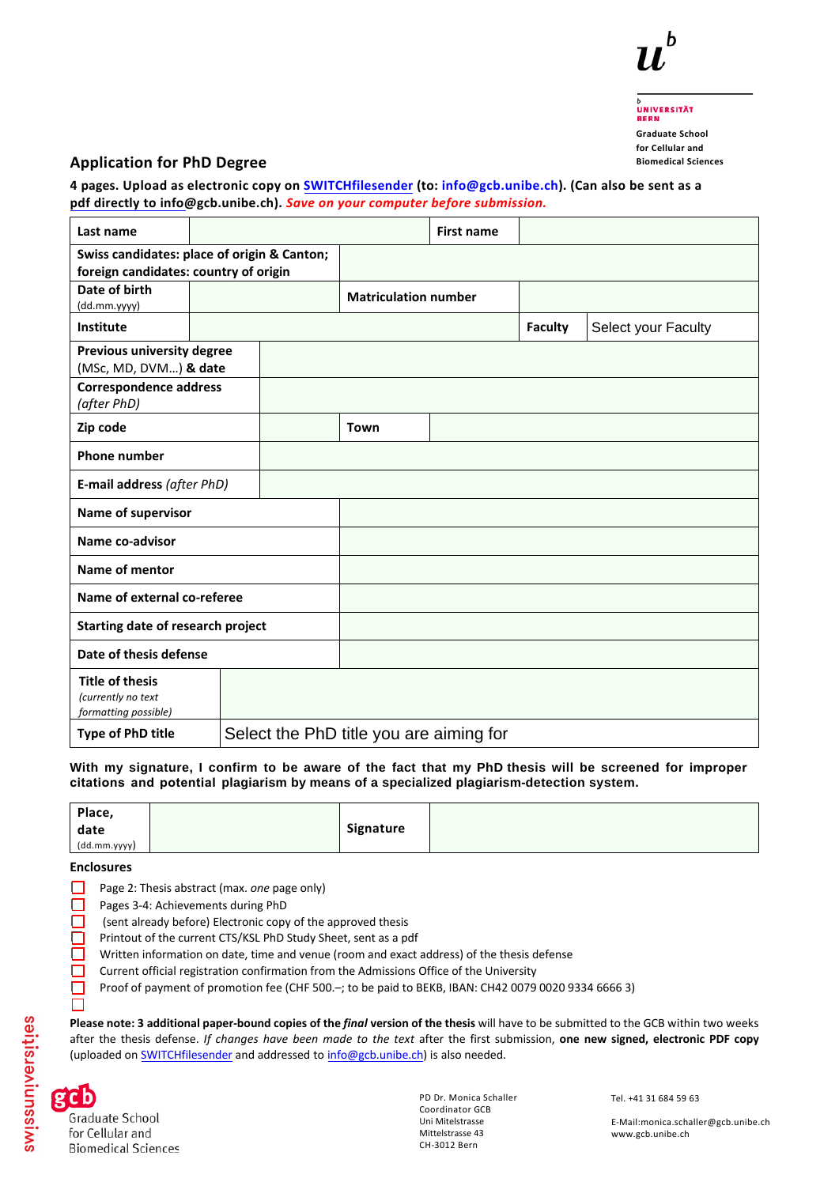Universität Bern
Graduate School for Cellular and Biomedical Sciences

## Application for PhD Degree

**4 pages. Upload as electronic copy on SWITCHfilesender (to: info@gcb.unibe.ch). (Can also be sent as a pdf directly to info@gcb.unibe.ch).** ***Save on your computer before submission.***

| | | | |
|---|---|---|---|
| **Last name** | | **First name** | |
| **Swiss candidates: place of origin & Canton; foreign candidates: country of origin** | | | |
| **Date of birth** (dd.mm.yyyy) | | **Matriculation number** | |
| **Institute** | | **Faculty** | Select your Faculty |
| **Previous university degree** (MSc, MD, DVM…) **& date** | | | |
| **Correspondence address** *(after PhD)* | | | |
| **Zip code** | | **Town** | |
| **Phone number** | | | |
| **E-mail address** *(after PhD)* | | | |
| **Name of supervisor** | | | |
| **Name co-advisor** | | | |
| **Name of mentor** | | | |
| **Name of external co-referee** | | | |
| **Starting date of research project** | | | |
| **Date of thesis defense** | | | |
| **Title of thesis** *(currently no text formatting possible)* | | | |
| **Type of PhD title** | Select the PhD title you are aiming for | | |

**With my signature, I confirm to be aware of the fact that my PhD thesis will be screened for improper citations and potential plagiarism by means of a specialized plagiarism-detection system.**

| | | | |
|---|---|---|---|
| **Place, date** (dd.mm.yyyy) | | **Signature** | |

**Enclosures**

- ☐ Page 2: Thesis abstract (max. *one* page only)
- ☐ Pages 3-4: Achievements during PhD
- ☐ (sent already before) Electronic copy of the approved thesis
- ☐ Printout of the current CTS/KSL PhD Study Sheet, sent as a pdf
- ☐ Written information on date, time and venue (room and exact address) of the thesis defense
- ☐ Current official registration confirmation from the Admissions Office of the University
- ☐ Proof of payment of promotion fee (CHF 500.–; to be paid to BEKB, IBAN: CH42 0079 0020 9334 6666 3)
- ☐

**Please note: 3 additional paper-bound copies of the *final* version of the thesis** will have to be submitted to the GCB within two weeks after the thesis defense. *If changes have been made to the text* after the first submission, **one new signed, electronic PDF copy** (uploaded on SWITCHfilesender and addressed to info@gcb.unibe.ch) is also needed.

gcb Graduate School for Cellular and Biomedical Sciences

PD Dr. Monica Schaller
Coordinator GCB
Uni Mitelstrasse
Mittelstrasse 43
CH-3012 Bern

Tel. +41 31 684 59 63

E-Mail:monica.schaller@gcb.unibe.ch
www.gcb.unibe.ch

swissuniversities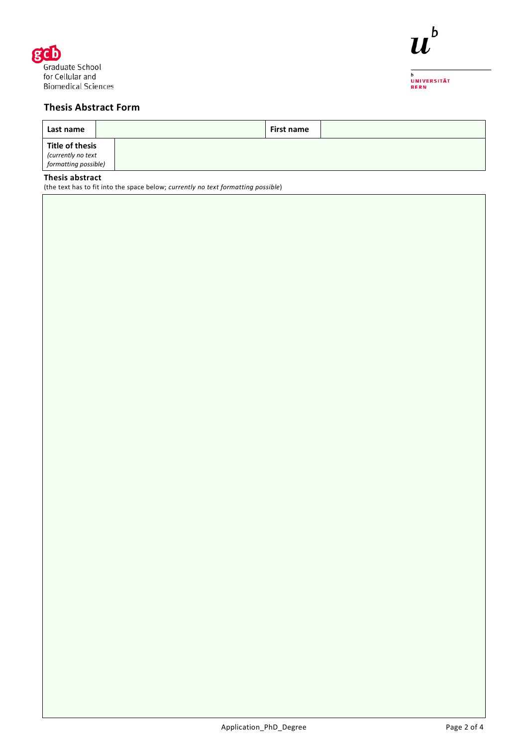Graduate School for Cellular and Biomedical Sciences

UNIVERSITÄT BERN

## Thesis Abstract Form

| **Last name** | | **First name** | |
|---|---|---|---|
| **Title of thesis** *(currently no text formatting possible)* | | | |

**Thesis abstract**

(the text has to fit into the space below; *currently no text formatting possible*)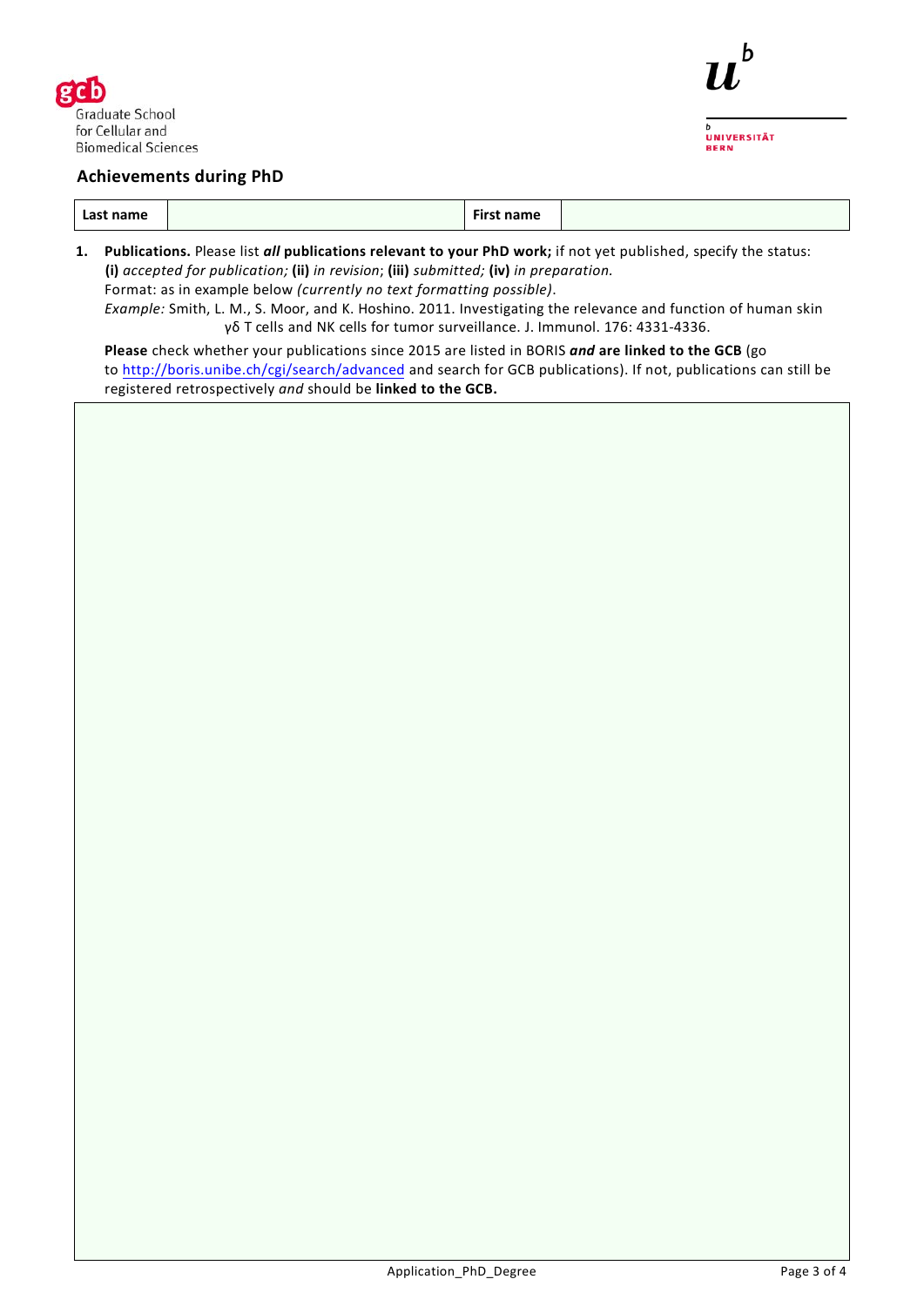Graduate School for Cellular and Biomedical Sciences

UNIVERSITÄT BERN

## Achievements during PhD

| Last name | | First name | |
|---|---|---|---|

1. **Publications.** Please list ***all*** **publications relevant to your PhD work;** if not yet published, specify the status: **(i)** *accepted for publication;* **(ii)** *in revision*; **(iii)** *submitted;* **(iv)** *in preparation.*
   Format: as in example below *(currently no text formatting possible)*.
   *Example:* Smith, L. M., S. Moor, and K. Hoshino. 2011. Investigating the relevance and function of human skin γδ T cells and NK cells for tumor surveillance. J. Immunol. 176: 4331-4336.

   **Please** check whether your publications since 2015 are listed in BORIS ***and*** **are linked to the GCB** (go to http://boris.unibe.ch/cgi/search/advanced and search for GCB publications). If not, publications can still be registered retrospectively *and* should be **linked to the GCB.**

Application_PhD_Degree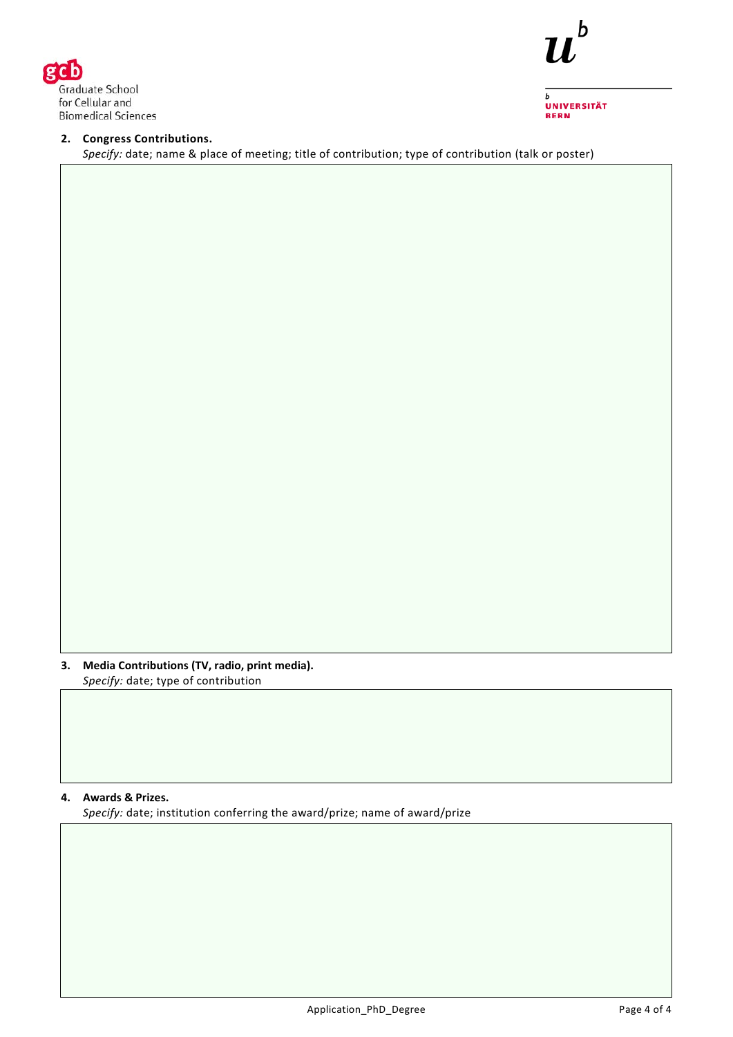2. **Congress Contributions.**
   *Specify:* date; name & place of meeting; title of contribution; type of contribution (talk or poster)

3. **Media Contributions (TV, radio, print media).**
   *Specify:* date; type of contribution

4. **Awards & Prizes.**
   *Specify:* date; institution conferring the award/prize; name of award/prize